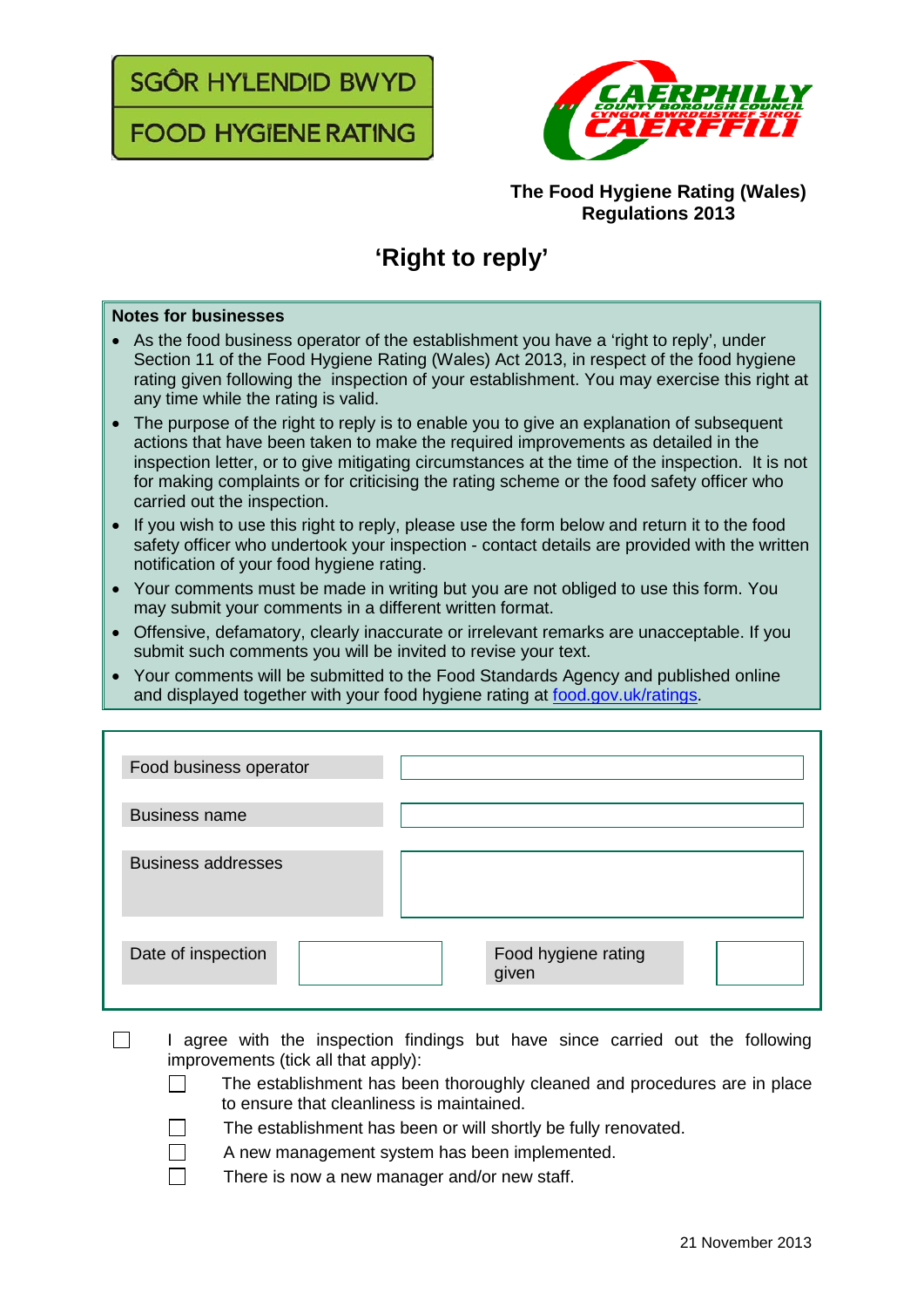SGÔR HYLENDID BWYD

FOOD HYGIENE RATING

CAERPHILLY COUNTY BOROUGH COUNCIL
CYNGOR BWRDEISTREF SIROL CAERFFILI

**The Food Hygiene Rating (Wales) Regulations 2013**

# 'Right to reply'

**Notes for businesses**

- As the food business operator of the establishment you have a 'right to reply', under Section 11 of the Food Hygiene Rating (Wales) Act 2013, in respect of the food hygiene rating given following the inspection of your establishment. You may exercise this right at any time while the rating is valid.
- The purpose of the right to reply is to enable you to give an explanation of subsequent actions that have been taken to make the required improvements as detailed in the inspection letter, or to give mitigating circumstances at the time of the inspection. It is not for making complaints or for criticising the rating scheme or the food safety officer who carried out the inspection.
- If you wish to use this right to reply, please use the form below and return it to the food safety officer who undertook your inspection - contact details are provided with the written notification of your food hygiene rating.
- Your comments must be made in writing but you are not obliged to use this form. You may submit your comments in a different written format.
- Offensive, defamatory, clearly inaccurate or irrelevant remarks are unacceptable. If you submit such comments you will be invited to revise your text.
- Your comments will be submitted to the Food Standards Agency and published online and displayed together with your food hygiene rating at food.gov.uk/ratings.

| Food business operator | | | |
|---|---|---|---|
| Business name | | | |
| Business addresses | | | |
| Date of inspection | | Food hygiene rating given | |

☐ I agree with the inspection findings but have since carried out the following improvements (tick all that apply):

- ☐ The establishment has been thoroughly cleaned and procedures are in place to ensure that cleanliness is maintained.
- ☐ The establishment has been or will shortly be fully renovated.
- ☐ A new management system has been implemented.
- ☐ There is now a new manager and/or new staff.

21 November 2013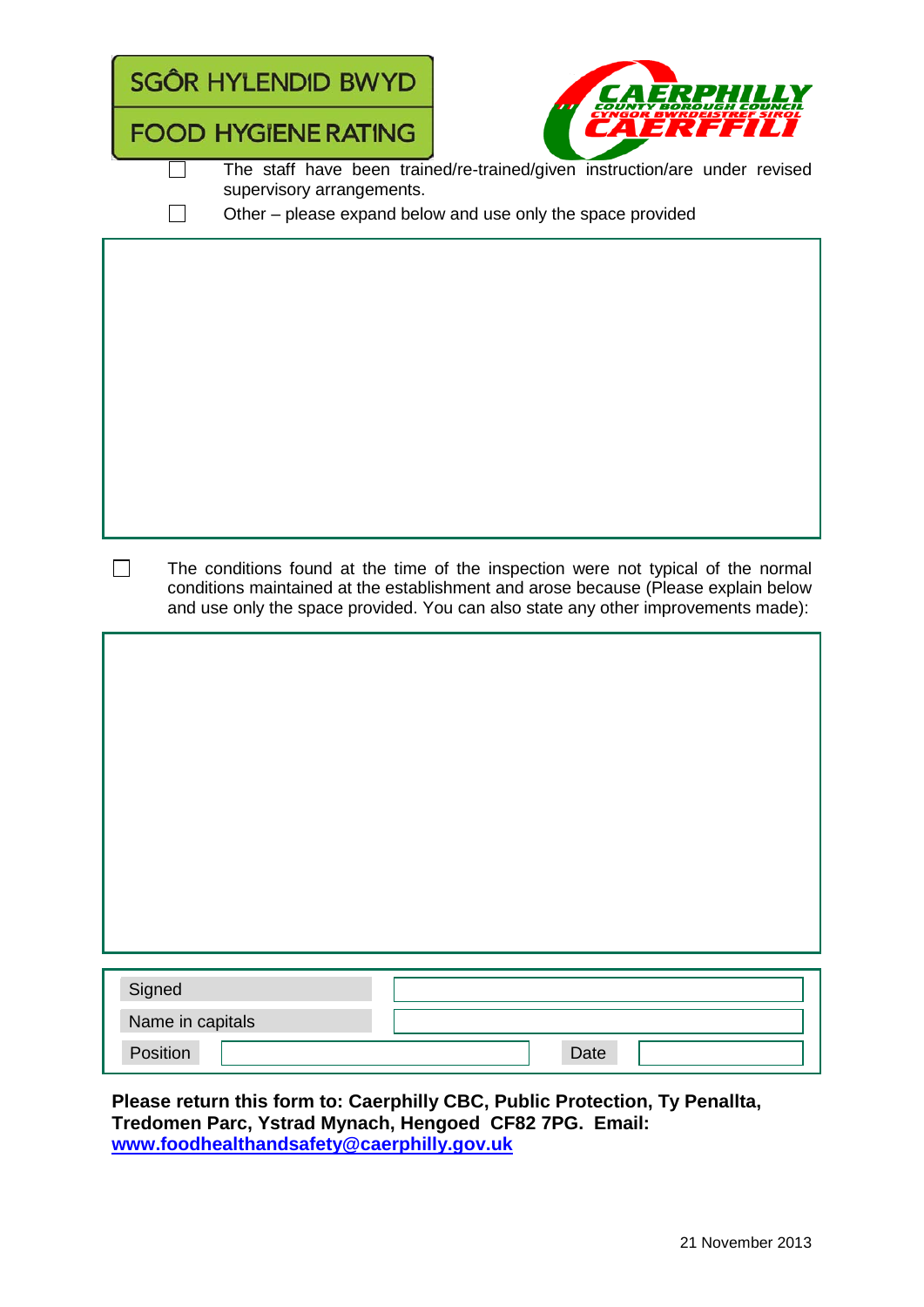SGÔR HYLENDID BWYD

FOOD HYGIENE RATING

☐ The staff have been trained/re-trained/given instruction/are under revised supervisory arrangements.

☐ Other – please expand below and use only the space provided

☐ The conditions found at the time of the inspection were not typical of the normal conditions maintained at the establishment and arose because (Please explain below and use only the space provided. You can also state any other improvements made):

| | | | |
|---|---|---|---|
| Signed | | | |
| Name in capitals | | | |
| Position | | Date | |

**Please return this form to: Caerphilly CBC, Public Protection, Ty Penallta, Tredomen Parc, Ystrad Mynach, Hengoed CF82 7PG. Email: www.foodhealthandsafety@caerphilly.gov.uk**

21 November 2013